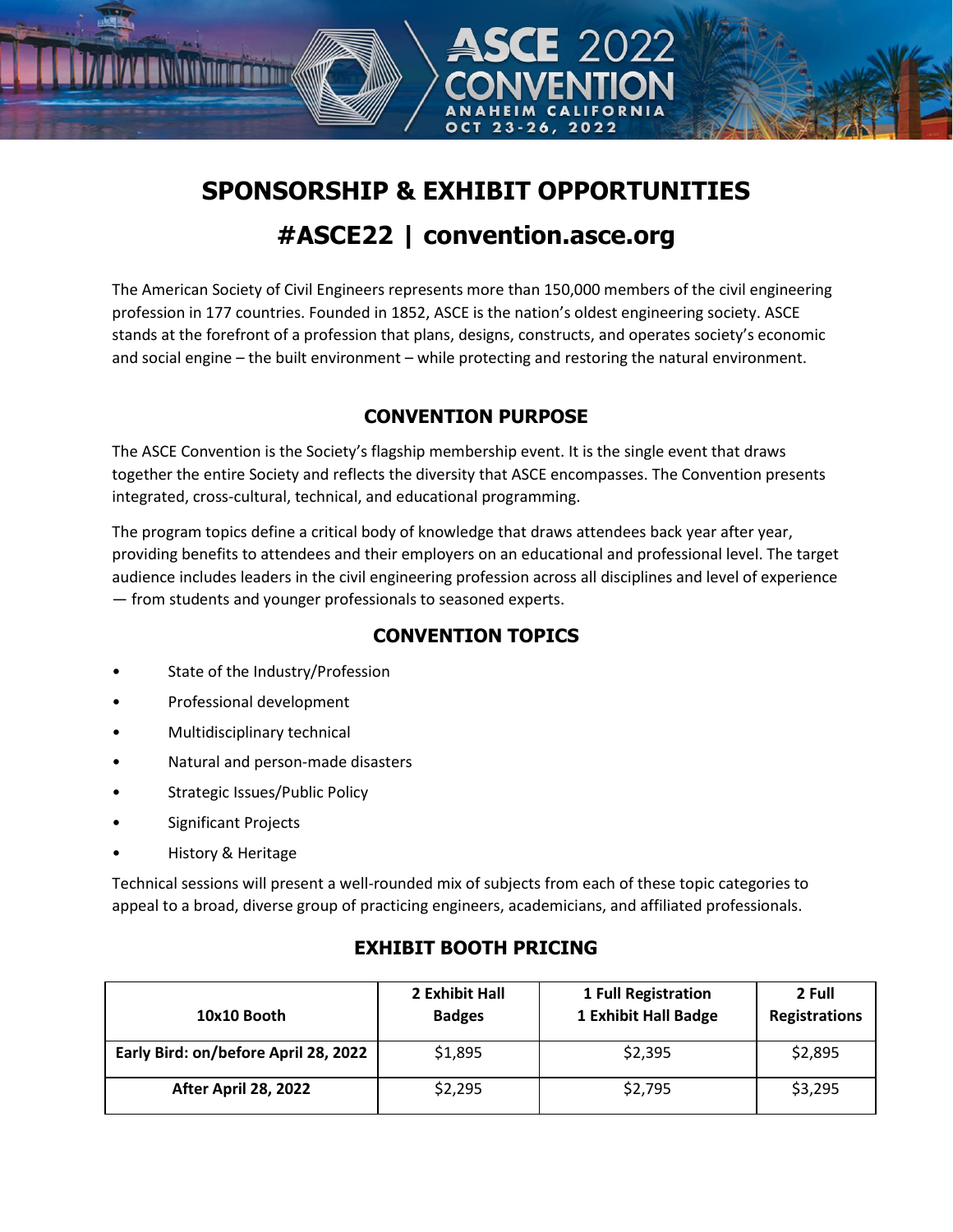ASCE 2022 CONVENTION
ANAHEIM CALIFORNIA
OCT 23-26, 2022

# SPONSORSHIP & EXHIBIT OPPORTUNITIES

# #ASCE22 | convention.asce.org

The American Society of Civil Engineers represents more than 150,000 members of the civil engineering profession in 177 countries. Founded in 1852, ASCE is the nation's oldest engineering society. ASCE stands at the forefront of a profession that plans, designs, constructs, and operates society's economic and social engine – the built environment – while protecting and restoring the natural environment.

## CONVENTION PURPOSE

The ASCE Convention is the Society's flagship membership event. It is the single event that draws together the entire Society and reflects the diversity that ASCE encompasses. The Convention presents integrated, cross-cultural, technical, and educational programming.

The program topics define a critical body of knowledge that draws attendees back year after year, providing benefits to attendees and their employers on an educational and professional level. The target audience includes leaders in the civil engineering profession across all disciplines and level of experience — from students and younger professionals to seasoned experts.

## CONVENTION TOPICS

- State of the Industry/Profession
- Professional development
- Multidisciplinary technical
- Natural and person-made disasters
- Strategic Issues/Public Policy
- Significant Projects
- History & Heritage

Technical sessions will present a well-rounded mix of subjects from each of these topic categories to appeal to a broad, diverse group of practicing engineers, academicians, and affiliated professionals.

## EXHIBIT BOOTH PRICING

| 10x10 Booth | 2 Exhibit Hall Badges | 1 Full Registration 1 Exhibit Hall Badge | 2 Full Registrations |
|---|---|---|---|
| **Early Bird: on/before April 28, 2022** | $1,895 | $2,395 | $2,895 |
| **After April 28, 2022** | $2,295 | $2,795 | $3,295 |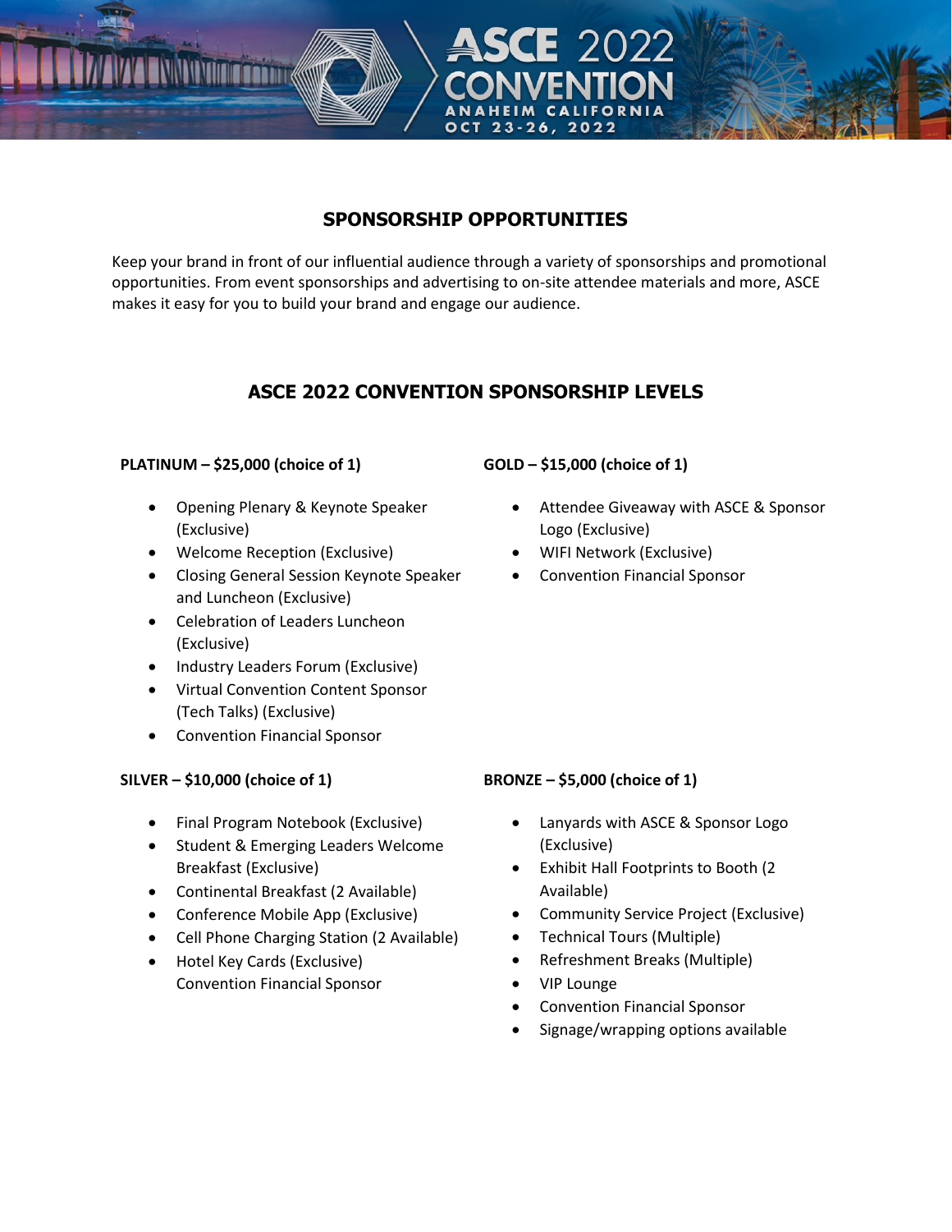## SPONSORSHIP OPPORTUNITIES

Keep your brand in front of our influential audience through a variety of sponsorships and promotional opportunities. From event sponsorships and advertising to on-site attendee materials and more, ASCE makes it easy for you to build your brand and engage our audience.

## ASCE 2022 CONVENTION SPONSORSHIP LEVELS

**PLATINUM – $25,000 (choice of 1)**

- Opening Plenary & Keynote Speaker (Exclusive)
- Welcome Reception (Exclusive)
- Closing General Session Keynote Speaker and Luncheon (Exclusive)
- Celebration of Leaders Luncheon (Exclusive)
- Industry Leaders Forum (Exclusive)
- Virtual Convention Content Sponsor (Tech Talks) (Exclusive)
- Convention Financial Sponsor

**GOLD – $15,000 (choice of 1)**

- Attendee Giveaway with ASCE & Sponsor Logo (Exclusive)
- WIFI Network (Exclusive)
- Convention Financial Sponsor

**SILVER – $10,000 (choice of 1)**

- Final Program Notebook (Exclusive)
- Student & Emerging Leaders Welcome Breakfast (Exclusive)
- Continental Breakfast (2 Available)
- Conference Mobile App (Exclusive)
- Cell Phone Charging Station (2 Available)
- Hotel Key Cards (Exclusive)
  Convention Financial Sponsor

**BRONZE – $5,000 (choice of 1)**

- Lanyards with ASCE & Sponsor Logo (Exclusive)
- Exhibit Hall Footprints to Booth (2 Available)
- Community Service Project (Exclusive)
- Technical Tours (Multiple)
- Refreshment Breaks (Multiple)
- VIP Lounge
- Convention Financial Sponsor
- Signage/wrapping options available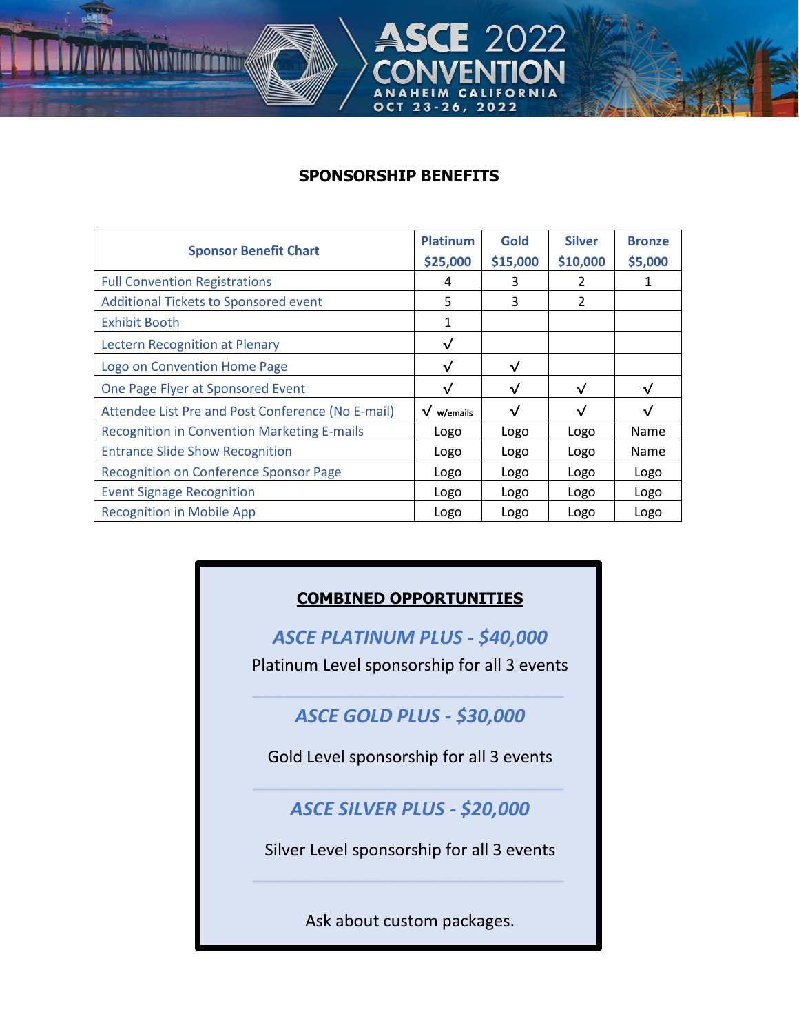ASCE 2022 CONVENTION
ANAHEIM CALIFORNIA
OCT 23-26, 2022

## SPONSORSHIP BENEFITS

| Sponsor Benefit Chart | Platinum $25,000 | Gold $15,000 | Silver $10,000 | Bronze $5,000 |
|---|---|---|---|---|
| Full Convention Registrations | 4 | 3 | 2 | 1 |
| Additional Tickets to Sponsored event | 5 | 3 | 2 | |
| Exhibit Booth | 1 | | | |
| Lectern Recognition at Plenary | √ | | | |
| Logo on Convention Home Page | √ | √ | | |
| One Page Flyer at Sponsored Event | √ | √ | √ | √ |
| Attendee List Pre and Post Conference (No E-mail) | √ w/emails | √ | √ | √ |
| Recognition in Convention Marketing E-mails | Logo | Logo | Logo | Name |
| Entrance Slide Show Recognition | Logo | Logo | Logo | Name |
| Recognition on Conference Sponsor Page | Logo | Logo | Logo | Logo |
| Event Signage Recognition | Logo | Logo | Logo | Logo |
| Recognition in Mobile App | Logo | Logo | Logo | Logo |

### COMBINED OPPORTUNITIES

***ASCE PLATINUM PLUS - $40,000***

Platinum Level sponsorship for all 3 events

***ASCE GOLD PLUS - $30,000***

Gold Level sponsorship for all 3 events

***ASCE SILVER PLUS - $20,000***

Silver Level sponsorship for all 3 events

Ask about custom packages.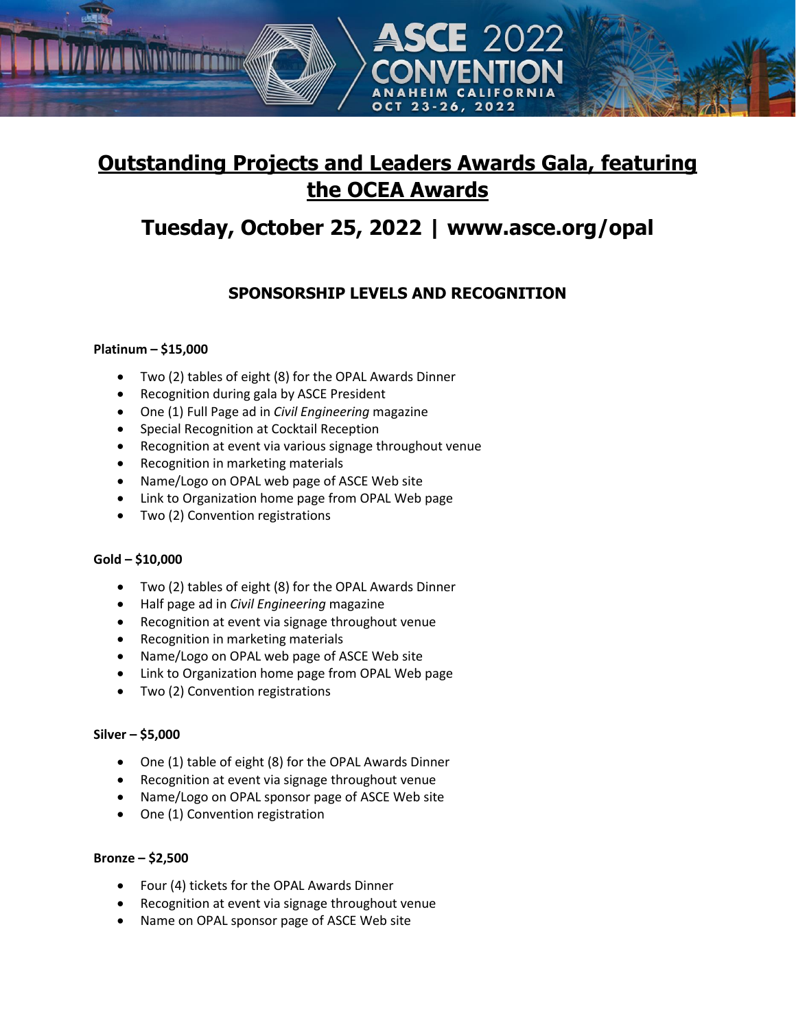# Outstanding Projects and Leaders Awards Gala, featuring the OCEA Awards

## Tuesday, October 25, 2022 | www.asce.org/opal

### SPONSORSHIP LEVELS AND RECOGNITION

**Platinum – $15,000**

- Two (2) tables of eight (8) for the OPAL Awards Dinner
- Recognition during gala by ASCE President
- One (1) Full Page ad in *Civil Engineering* magazine
- Special Recognition at Cocktail Reception
- Recognition at event via various signage throughout venue
- Recognition in marketing materials
- Name/Logo on OPAL web page of ASCE Web site
- Link to Organization home page from OPAL Web page
- Two (2) Convention registrations

**Gold – $10,000**

- Two (2) tables of eight (8) for the OPAL Awards Dinner
- Half page ad in *Civil Engineering* magazine
- Recognition at event via signage throughout venue
- Recognition in marketing materials
- Name/Logo on OPAL web page of ASCE Web site
- Link to Organization home page from OPAL Web page
- Two (2) Convention registrations

**Silver – $5,000**

- One (1) table of eight (8) for the OPAL Awards Dinner
- Recognition at event via signage throughout venue
- Name/Logo on OPAL sponsor page of ASCE Web site
- One (1) Convention registration

**Bronze – $2,500**

- Four (4) tickets for the OPAL Awards Dinner
- Recognition at event via signage throughout venue
- Name on OPAL sponsor page of ASCE Web site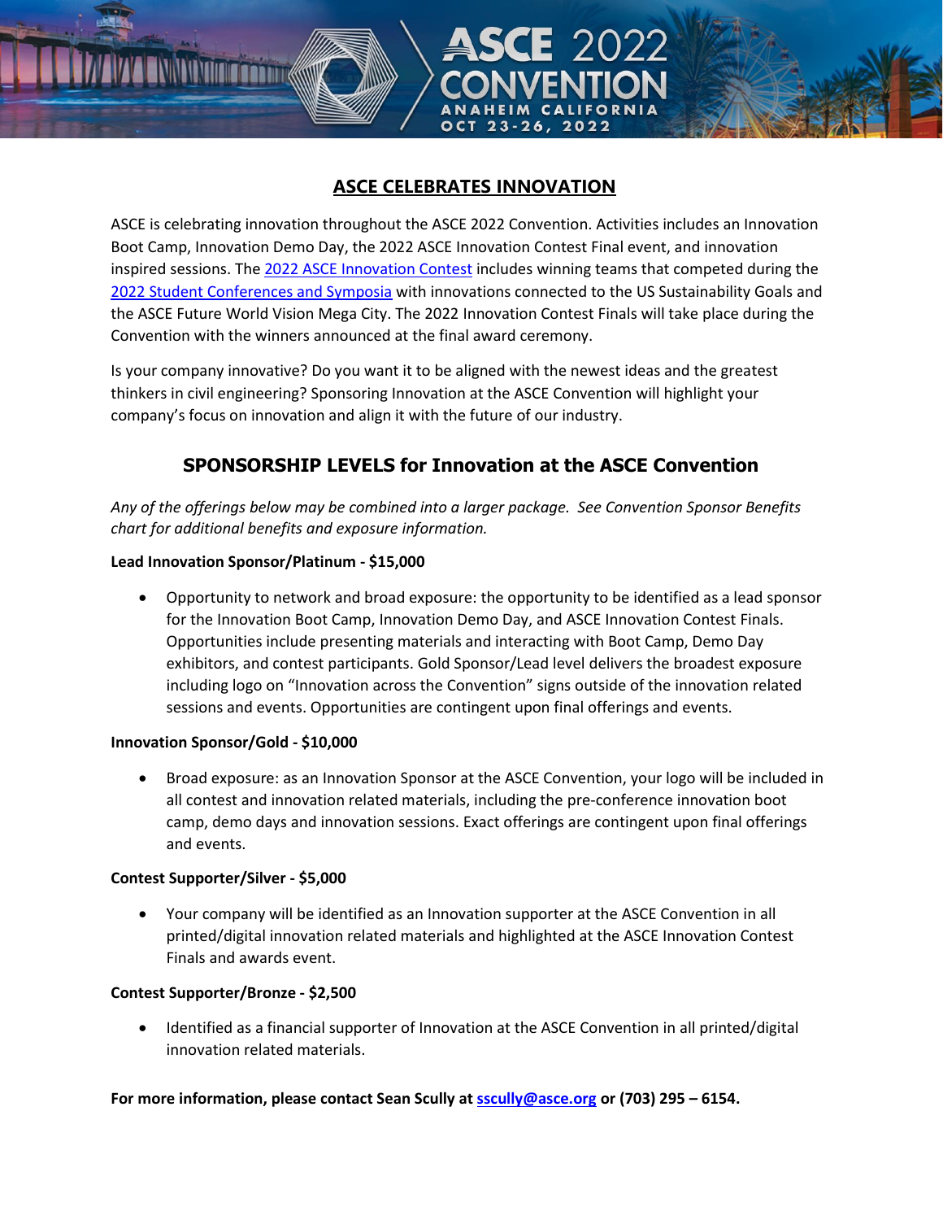## ASCE CELEBRATES INNOVATION

ASCE is celebrating innovation throughout the ASCE 2022 Convention. Activities includes an Innovation Boot Camp, Innovation Demo Day, the 2022 ASCE Innovation Contest Final event, and innovation inspired sessions. The [2022 ASCE Innovation Contest](#) includes winning teams that competed during the [2022 Student Conferences and Symposia](#) with innovations connected to the US Sustainability Goals and the ASCE Future World Vision Mega City. The 2022 Innovation Contest Finals will take place during the Convention with the winners announced at the final award ceremony.

Is your company innovative? Do you want it to be aligned with the newest ideas and the greatest thinkers in civil engineering? Sponsoring Innovation at the ASCE Convention will highlight your company's focus on innovation and align it with the future of our industry.

## SPONSORSHIP LEVELS for Innovation at the ASCE Convention

*Any of the offerings below may be combined into a larger package. See Convention Sponsor Benefits chart for additional benefits and exposure information.*

**Lead Innovation Sponsor/Platinum - $15,000**

- Opportunity to network and broad exposure: the opportunity to be identified as a lead sponsor for the Innovation Boot Camp, Innovation Demo Day, and ASCE Innovation Contest Finals. Opportunities include presenting materials and interacting with Boot Camp, Demo Day exhibitors, and contest participants. Gold Sponsor/Lead level delivers the broadest exposure including logo on "Innovation across the Convention" signs outside of the innovation related sessions and events. Opportunities are contingent upon final offerings and events.

**Innovation Sponsor/Gold - $10,000**

- Broad exposure: as an Innovation Sponsor at the ASCE Convention, your logo will be included in all contest and innovation related materials, including the pre-conference innovation boot camp, demo days and innovation sessions. Exact offerings are contingent upon final offerings and events.

**Contest Supporter/Silver - $5,000**

- Your company will be identified as an Innovation supporter at the ASCE Convention in all printed/digital innovation related materials and highlighted at the ASCE Innovation Contest Finals and awards event.

**Contest Supporter/Bronze - $2,500**

- Identified as a financial supporter of Innovation at the ASCE Convention in all printed/digital innovation related materials.

**For more information, please contact Sean Scully at [sscully@asce.org](mailto:sscully@asce.org) or (703) 295 – 6154.**